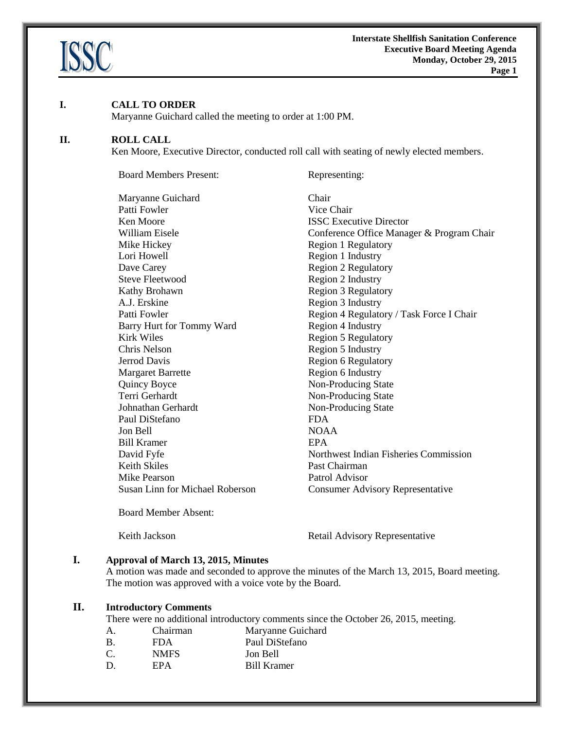## I. CALL TO ORDER

Maryanne Guichard called the meeting to order at 1:00 PM.

## II. ROLL CALL

Ken Moore, Executive Director, conducted roll call with seating of newly elected members.

| Board Members Present: | Representing: |
|---|---|
| Maryanne Guichard | Chair |
| Patti Fowler | Vice Chair |
| Ken Moore | ISSC Executive Director |
| William Eisele | Conference Office Manager & Program Chair |
| Mike Hickey | Region 1 Regulatory |
| Lori Howell | Region 1 Industry |
| Dave Carey | Region 2 Regulatory |
| Steve Fleetwood | Region 2 Industry |
| Kathy Brohawn | Region 3 Regulatory |
| A.J. Erskine | Region 3 Industry |
| Patti Fowler | Region 4 Regulatory / Task Force I Chair |
| Barry Hurt for Tommy Ward | Region 4 Industry |
| Kirk Wiles | Region 5 Regulatory |
| Chris Nelson | Region 5 Industry |
| Jerrod Davis | Region 6 Regulatory |
| Margaret Barrette | Region 6 Industry |
| Quincy Boyce | Non-Producing State |
| Terri Gerhardt | Non-Producing State |
| Johnathan Gerhardt | Non-Producing State |
| Paul DiStefano | FDA |
| Jon Bell | NOAA |
| Bill Kramer | EPA |
| David Fyfe | Northwest Indian Fisheries Commission |
| Keith Skiles | Past Chairman |
| Mike Pearson | Patrol Advisor |
| Susan Linn for Michael Roberson | Consumer Advisory Representative |

Board Member Absent:

| | |
|---|---|
| Keith Jackson | Retail Advisory Representative |

## I. Approval of March 13, 2015, Minutes

A motion was made and seconded to approve the minutes of the March 13, 2015, Board meeting. The motion was approved with a voice vote by the Board.

## II. Introductory Comments

There were no additional introductory comments since the October 26, 2015, meeting.

| | | |
|---|---|---|
| A. | Chairman | Maryanne Guichard |
| B. | FDA | Paul DiStefano |
| C. | NMFS | Jon Bell |
| D. | EPA | Bill Kramer |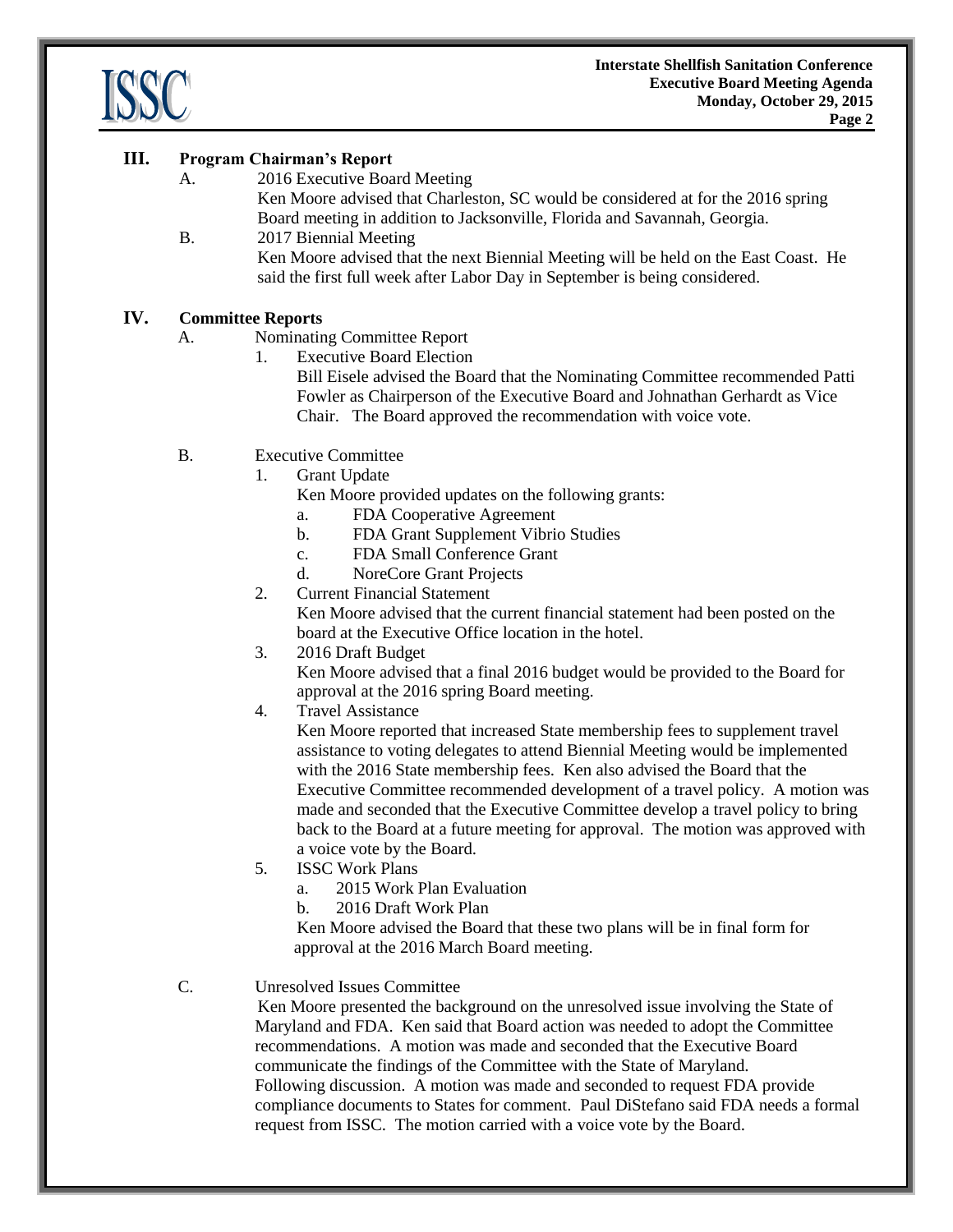## III. Program Chairman's Report

A. 2016 Executive Board Meeting

Ken Moore advised that Charleston, SC would be considered at for the 2016 spring Board meeting in addition to Jacksonville, Florida and Savannah, Georgia.

B. 2017 Biennial Meeting

Ken Moore advised that the next Biennial Meeting will be held on the East Coast. He said the first full week after Labor Day in September is being considered.

## IV. Committee Reports

A. Nominating Committee Report

1. Executive Board Election

   Bill Eisele advised the Board that the Nominating Committee recommended Patti Fowler as Chairperson of the Executive Board and Johnathan Gerhardt as Vice Chair. The Board approved the recommendation with voice vote.

B. Executive Committee

1. Grant Update

   Ken Moore provided updates on the following grants:

   a. FDA Cooperative Agreement
   b. FDA Grant Supplement Vibrio Studies
   c. FDA Small Conference Grant
   d. NoreCore Grant Projects

2. Current Financial Statement

   Ken Moore advised that the current financial statement had been posted on the board at the Executive Office location in the hotel.

3. 2016 Draft Budget

   Ken Moore advised that a final 2016 budget would be provided to the Board for approval at the 2016 spring Board meeting.

4. Travel Assistance

   Ken Moore reported that increased State membership fees to supplement travel assistance to voting delegates to attend Biennial Meeting would be implemented with the 2016 State membership fees. Ken also advised the Board that the Executive Committee recommended development of a travel policy. A motion was made and seconded that the Executive Committee develop a travel policy to bring back to the Board at a future meeting for approval. The motion was approved with a voice vote by the Board.

5. ISSC Work Plans

   a. 2015 Work Plan Evaluation
   b. 2016 Draft Work Plan

   Ken Moore advised the Board that these two plans will be in final form for approval at the 2016 March Board meeting.

C. Unresolved Issues Committee

Ken Moore presented the background on the unresolved issue involving the State of Maryland and FDA. Ken said that Board action was needed to adopt the Committee recommendations. A motion was made and seconded that the Executive Board communicate the findings of the Committee with the State of Maryland. Following discussion. A motion was made and seconded to request FDA provide compliance documents to States for comment. Paul DiStefano said FDA needs a formal request from ISSC. The motion carried with a voice vote by the Board.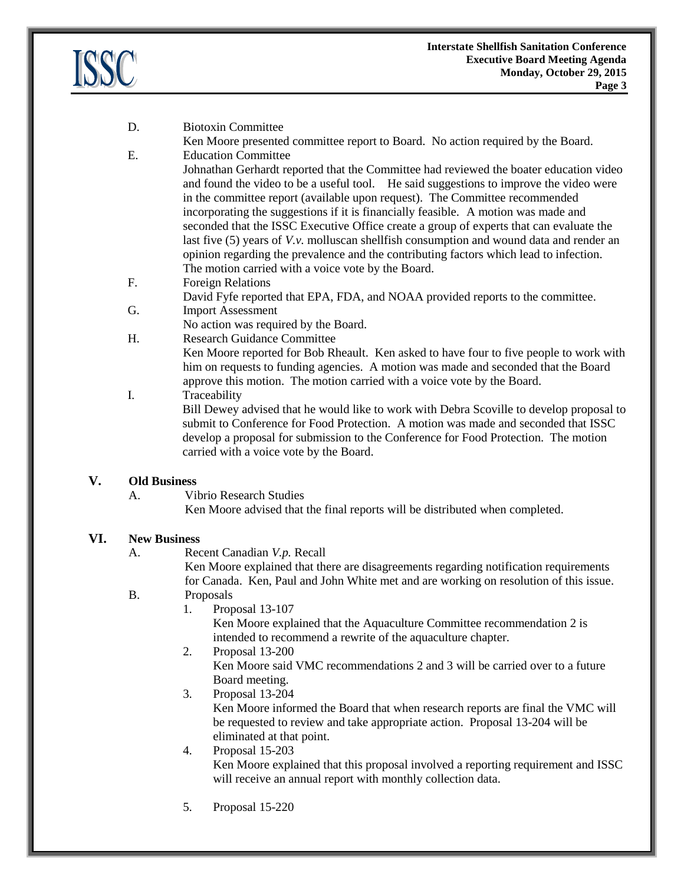D. Biotoxin Committee

Ken Moore presented committee report to Board. No action required by the Board.

E. Education Committee

Johnathan Gerhardt reported that the Committee had reviewed the boater education video and found the video to be a useful tool. He said suggestions to improve the video were in the committee report (available upon request). The Committee recommended incorporating the suggestions if it is financially feasible. A motion was made and seconded that the ISSC Executive Office create a group of experts that can evaluate the last five (5) years of *V.v.* molluscan shellfish consumption and wound data and render an opinion regarding the prevalence and the contributing factors which lead to infection. The motion carried with a voice vote by the Board.

F. Foreign Relations

David Fyfe reported that EPA, FDA, and NOAA provided reports to the committee.

G. Import Assessment

No action was required by the Board.

H. Research Guidance Committee

Ken Moore reported for Bob Rheault. Ken asked to have four to five people to work with him on requests to funding agencies. A motion was made and seconded that the Board approve this motion. The motion carried with a voice vote by the Board.

I. Traceability

Bill Dewey advised that he would like to work with Debra Scoville to develop proposal to submit to Conference for Food Protection. A motion was made and seconded that ISSC develop a proposal for submission to the Conference for Food Protection. The motion carried with a voice vote by the Board.

## V. Old Business

A. Vibrio Research Studies

Ken Moore advised that the final reports will be distributed when completed.

## VI. New Business

A. Recent Canadian *V.p.* Recall

Ken Moore explained that there are disagreements regarding notification requirements for Canada. Ken, Paul and John White met and are working on resolution of this issue.

B. Proposals

1. Proposal 13-107

   Ken Moore explained that the Aquaculture Committee recommendation 2 is intended to recommend a rewrite of the aquaculture chapter.

2. Proposal 13-200

   Ken Moore said VMC recommendations 2 and 3 will be carried over to a future Board meeting.

3. Proposal 13-204

   Ken Moore informed the Board that when research reports are final the VMC will be requested to review and take appropriate action. Proposal 13-204 will be eliminated at that point.

4. Proposal 15-203

   Ken Moore explained that this proposal involved a reporting requirement and ISSC will receive an annual report with monthly collection data.

5. Proposal 15-220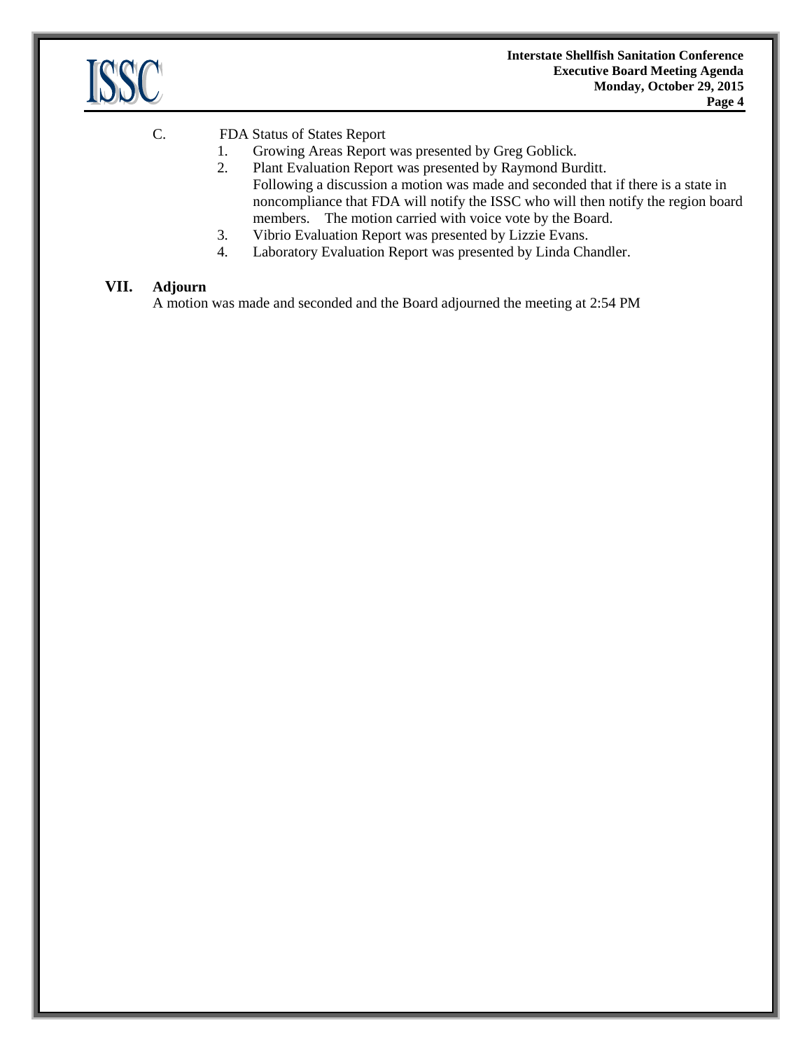C. FDA Status of States Report

1. Growing Areas Report was presented by Greg Goblick.
2. Plant Evaluation Report was presented by Raymond Burditt.
   Following a discussion a motion was made and seconded that if there is a state in noncompliance that FDA will notify the ISSC who will then notify the region board members. The motion carried with voice vote by the Board.
3. Vibrio Evaluation Report was presented by Lizzie Evans.
4. Laboratory Evaluation Report was presented by Linda Chandler.

## VII. Adjourn

A motion was made and seconded and the Board adjourned the meeting at 2:54 PM